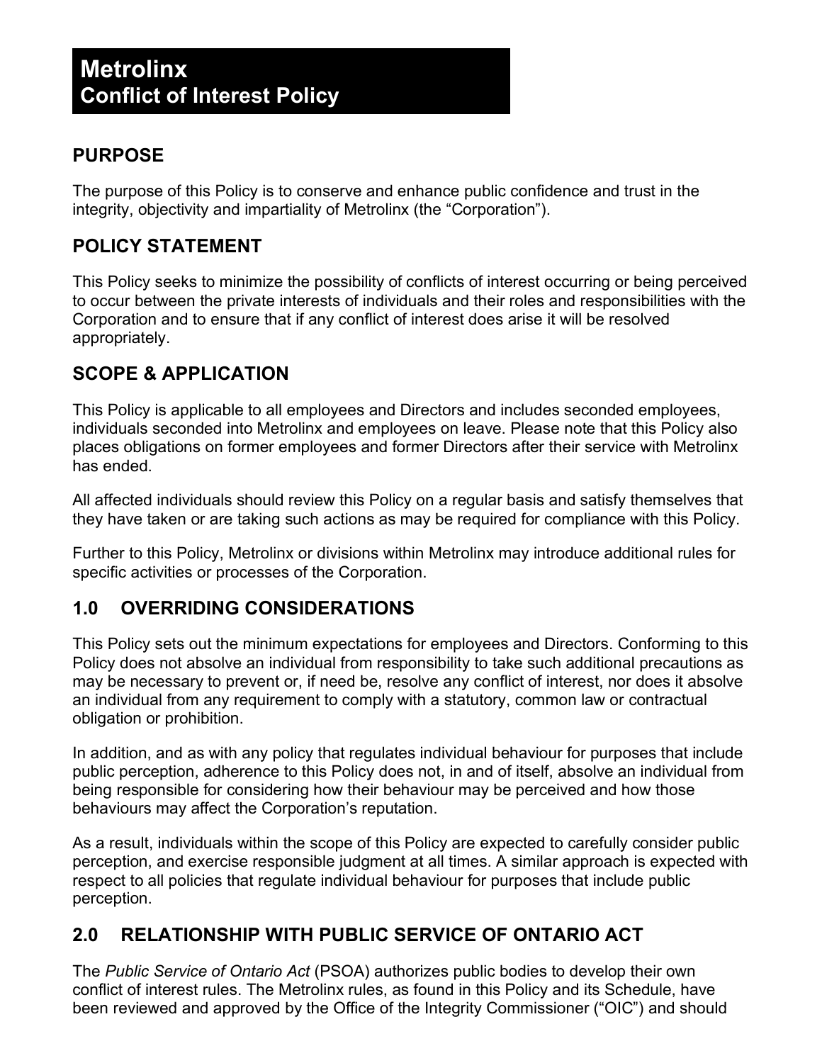# Metrolinx
# Conflict of Interest Policy

## PURPOSE

The purpose of this Policy is to conserve and enhance public confidence and trust in the integrity, objectivity and impartiality of Metrolinx (the "Corporation").

## POLICY STATEMENT

This Policy seeks to minimize the possibility of conflicts of interest occurring or being perceived to occur between the private interests of individuals and their roles and responsibilities with the Corporation and to ensure that if any conflict of interest does arise it will be resolved appropriately.

## SCOPE & APPLICATION

This Policy is applicable to all employees and Directors and includes seconded employees, individuals seconded into Metrolinx and employees on leave. Please note that this Policy also places obligations on former employees and former Directors after their service with Metrolinx has ended.

All affected individuals should review this Policy on a regular basis and satisfy themselves that they have taken or are taking such actions as may be required for compliance with this Policy.

Further to this Policy, Metrolinx or divisions within Metrolinx may introduce additional rules for specific activities or processes of the Corporation.

## 1.0 OVERRIDING CONSIDERATIONS

This Policy sets out the minimum expectations for employees and Directors. Conforming to this Policy does not absolve an individual from responsibility to take such additional precautions as may be necessary to prevent or, if need be, resolve any conflict of interest, nor does it absolve an individual from any requirement to comply with a statutory, common law or contractual obligation or prohibition.

In addition, and as with any policy that regulates individual behaviour for purposes that include public perception, adherence to this Policy does not, in and of itself, absolve an individual from being responsible for considering how their behaviour may be perceived and how those behaviours may affect the Corporation's reputation.

As a result, individuals within the scope of this Policy are expected to carefully consider public perception, and exercise responsible judgment at all times. A similar approach is expected with respect to all policies that regulate individual behaviour for purposes that include public perception.

## 2.0 RELATIONSHIP WITH PUBLIC SERVICE OF ONTARIO ACT

The *Public Service of Ontario Act* (PSOA) authorizes public bodies to develop their own conflict of interest rules. The Metrolinx rules, as found in this Policy and its Schedule, have been reviewed and approved by the Office of the Integrity Commissioner ("OIC") and should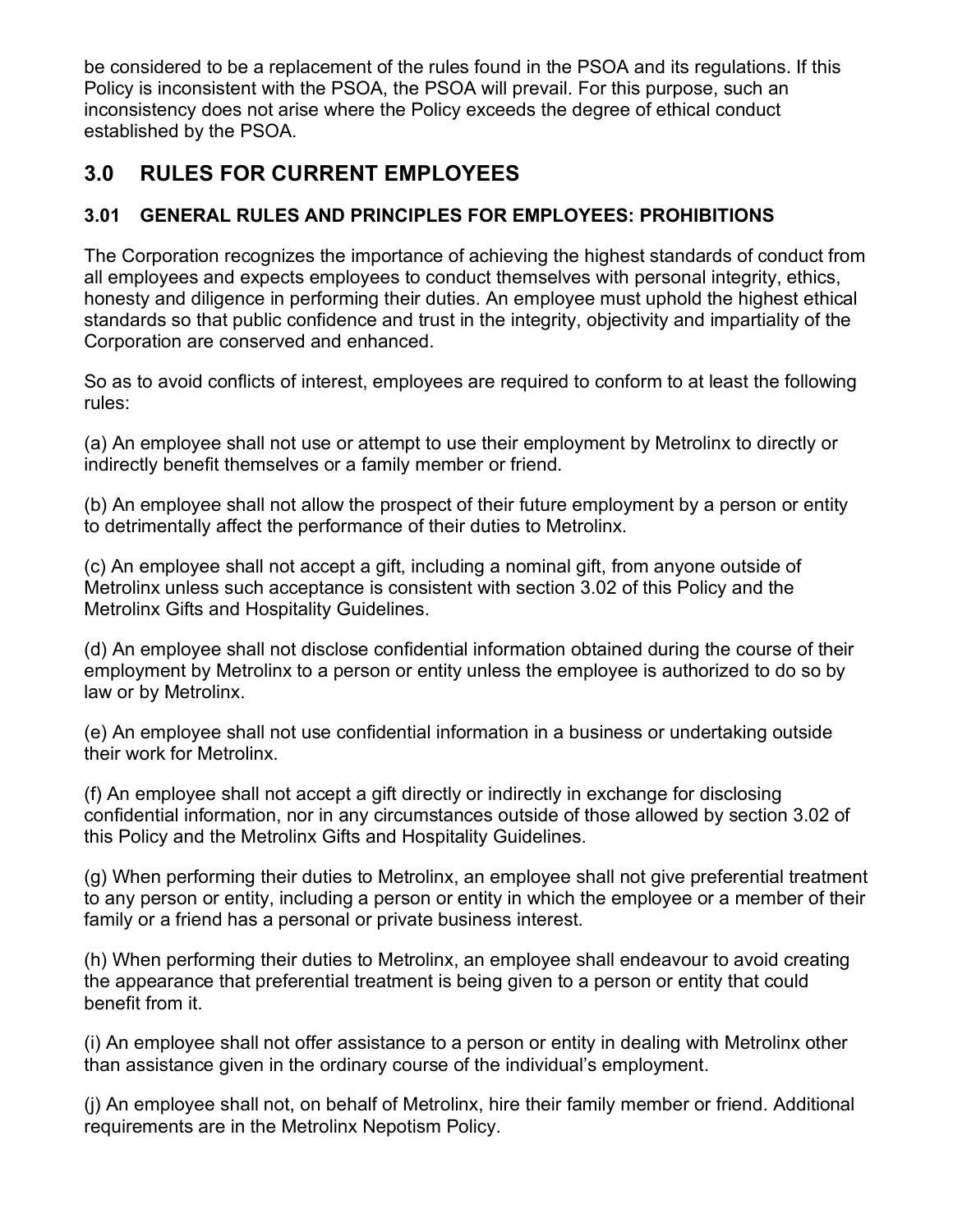be considered to be a replacement of the rules found in the PSOA and its regulations. If this Policy is inconsistent with the PSOA, the PSOA will prevail. For this purpose, such an inconsistency does not arise where the Policy exceeds the degree of ethical conduct established by the PSOA.

## 3.0 RULES FOR CURRENT EMPLOYEES

### 3.01 GENERAL RULES AND PRINCIPLES FOR EMPLOYEES: PROHIBITIONS

The Corporation recognizes the importance of achieving the highest standards of conduct from all employees and expects employees to conduct themselves with personal integrity, ethics, honesty and diligence in performing their duties. An employee must uphold the highest ethical standards so that public confidence and trust in the integrity, objectivity and impartiality of the Corporation are conserved and enhanced.

So as to avoid conflicts of interest, employees are required to conform to at least the following rules:

(a) An employee shall not use or attempt to use their employment by Metrolinx to directly or indirectly benefit themselves or a family member or friend.

(b) An employee shall not allow the prospect of their future employment by a person or entity to detrimentally affect the performance of their duties to Metrolinx.

(c) An employee shall not accept a gift, including a nominal gift, from anyone outside of Metrolinx unless such acceptance is consistent with section 3.02 of this Policy and the Metrolinx Gifts and Hospitality Guidelines.

(d) An employee shall not disclose confidential information obtained during the course of their employment by Metrolinx to a person or entity unless the employee is authorized to do so by law or by Metrolinx.

(e) An employee shall not use confidential information in a business or undertaking outside their work for Metrolinx.

(f) An employee shall not accept a gift directly or indirectly in exchange for disclosing confidential information, nor in any circumstances outside of those allowed by section 3.02 of this Policy and the Metrolinx Gifts and Hospitality Guidelines.

(g) When performing their duties to Metrolinx, an employee shall not give preferential treatment to any person or entity, including a person or entity in which the employee or a member of their family or a friend has a personal or private business interest.

(h) When performing their duties to Metrolinx, an employee shall endeavour to avoid creating the appearance that preferential treatment is being given to a person or entity that could benefit from it.

(i) An employee shall not offer assistance to a person or entity in dealing with Metrolinx other than assistance given in the ordinary course of the individual's employment.

(j) An employee shall not, on behalf of Metrolinx, hire their family member or friend. Additional requirements are in the Metrolinx Nepotism Policy.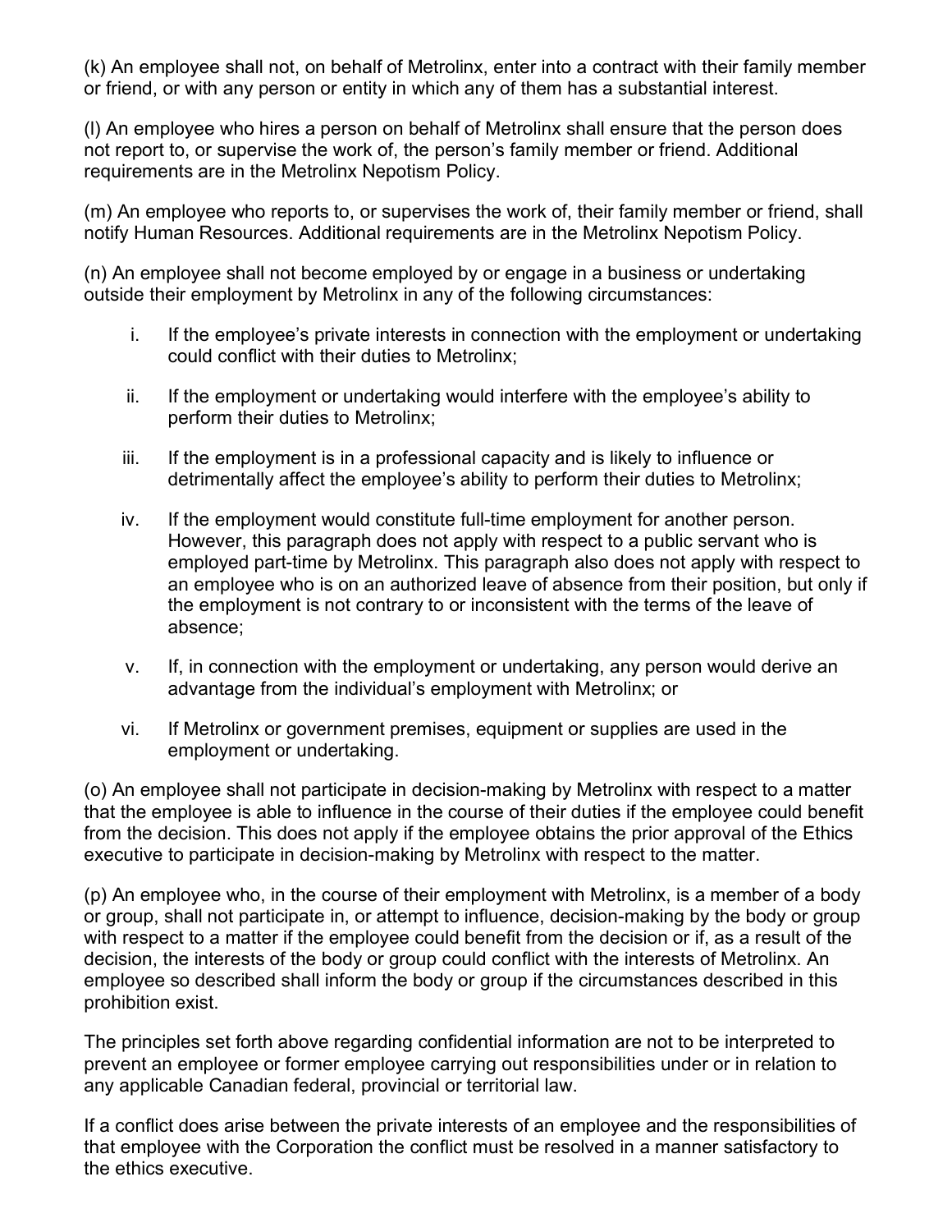(k) An employee shall not, on behalf of Metrolinx, enter into a contract with their family member or friend, or with any person or entity in which any of them has a substantial interest.

(l) An employee who hires a person on behalf of Metrolinx shall ensure that the person does not report to, or supervise the work of, the person's family member or friend. Additional requirements are in the Metrolinx Nepotism Policy.

(m) An employee who reports to, or supervises the work of, their family member or friend, shall notify Human Resources. Additional requirements are in the Metrolinx Nepotism Policy.

(n) An employee shall not become employed by or engage in a business or undertaking outside their employment by Metrolinx in any of the following circumstances:

i. If the employee's private interests in connection with the employment or undertaking could conflict with their duties to Metrolinx;

ii. If the employment or undertaking would interfere with the employee's ability to perform their duties to Metrolinx;

iii. If the employment is in a professional capacity and is likely to influence or detrimentally affect the employee's ability to perform their duties to Metrolinx;

iv. If the employment would constitute full-time employment for another person. However, this paragraph does not apply with respect to a public servant who is employed part-time by Metrolinx. This paragraph also does not apply with respect to an employee who is on an authorized leave of absence from their position, but only if the employment is not contrary to or inconsistent with the terms of the leave of absence;

v. If, in connection with the employment or undertaking, any person would derive an advantage from the individual's employment with Metrolinx; or

vi. If Metrolinx or government premises, equipment or supplies are used in the employment or undertaking.

(o) An employee shall not participate in decision-making by Metrolinx with respect to a matter that the employee is able to influence in the course of their duties if the employee could benefit from the decision. This does not apply if the employee obtains the prior approval of the Ethics executive to participate in decision-making by Metrolinx with respect to the matter.

(p) An employee who, in the course of their employment with Metrolinx, is a member of a body or group, shall not participate in, or attempt to influence, decision-making by the body or group with respect to a matter if the employee could benefit from the decision or if, as a result of the decision, the interests of the body or group could conflict with the interests of Metrolinx. An employee so described shall inform the body or group if the circumstances described in this prohibition exist.

The principles set forth above regarding confidential information are not to be interpreted to prevent an employee or former employee carrying out responsibilities under or in relation to any applicable Canadian federal, provincial or territorial law.

If a conflict does arise between the private interests of an employee and the responsibilities of that employee with the Corporation the conflict must be resolved in a manner satisfactory to the ethics executive.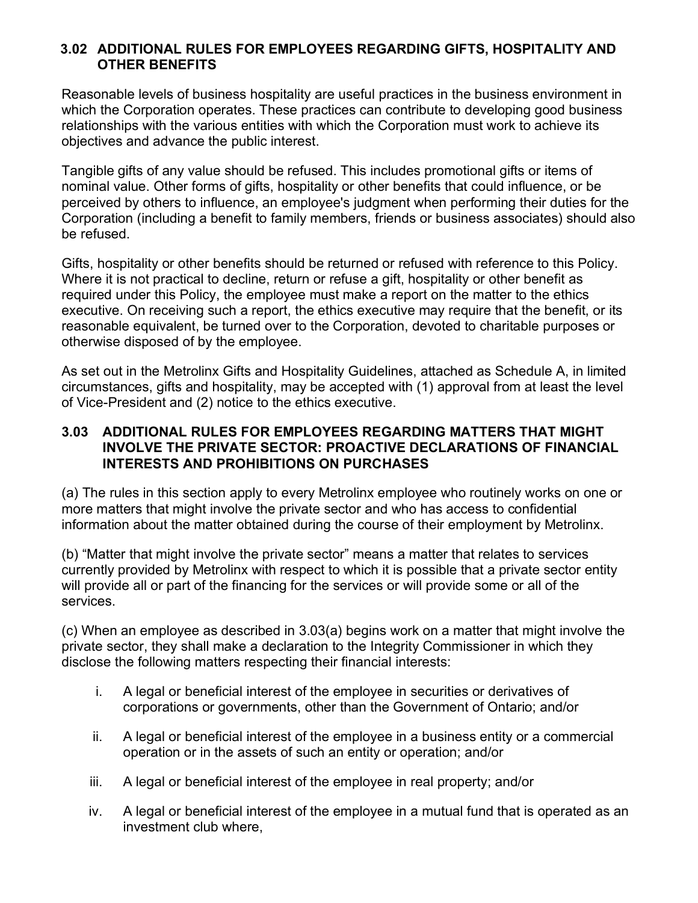### 3.02 ADDITIONAL RULES FOR EMPLOYEES REGARDING GIFTS, HOSPITALITY AND OTHER BENEFITS

Reasonable levels of business hospitality are useful practices in the business environment in which the Corporation operates. These practices can contribute to developing good business relationships with the various entities with which the Corporation must work to achieve its objectives and advance the public interest.

Tangible gifts of any value should be refused. This includes promotional gifts or items of nominal value. Other forms of gifts, hospitality or other benefits that could influence, or be perceived by others to influence, an employee's judgment when performing their duties for the Corporation (including a benefit to family members, friends or business associates) should also be refused.

Gifts, hospitality or other benefits should be returned or refused with reference to this Policy. Where it is not practical to decline, return or refuse a gift, hospitality or other benefit as required under this Policy, the employee must make a report on the matter to the ethics executive. On receiving such a report, the ethics executive may require that the benefit, or its reasonable equivalent, be turned over to the Corporation, devoted to charitable purposes or otherwise disposed of by the employee.

As set out in the Metrolinx Gifts and Hospitality Guidelines, attached as Schedule A, in limited circumstances, gifts and hospitality, may be accepted with (1) approval from at least the level of Vice-President and (2) notice to the ethics executive.

### 3.03 ADDITIONAL RULES FOR EMPLOYEES REGARDING MATTERS THAT MIGHT INVOLVE THE PRIVATE SECTOR: PROACTIVE DECLARATIONS OF FINANCIAL INTERESTS AND PROHIBITIONS ON PURCHASES

(a) The rules in this section apply to every Metrolinx employee who routinely works on one or more matters that might involve the private sector and who has access to confidential information about the matter obtained during the course of their employment by Metrolinx.

(b) "Matter that might involve the private sector" means a matter that relates to services currently provided by Metrolinx with respect to which it is possible that a private sector entity will provide all or part of the financing for the services or will provide some or all of the services.

(c) When an employee as described in 3.03(a) begins work on a matter that might involve the private sector, they shall make a declaration to the Integrity Commissioner in which they disclose the following matters respecting their financial interests:

i. A legal or beneficial interest of the employee in securities or derivatives of corporations or governments, other than the Government of Ontario; and/or

ii. A legal or beneficial interest of the employee in a business entity or a commercial operation or in the assets of such an entity or operation; and/or

iii. A legal or beneficial interest of the employee in real property; and/or

iv. A legal or beneficial interest of the employee in a mutual fund that is operated as an investment club where,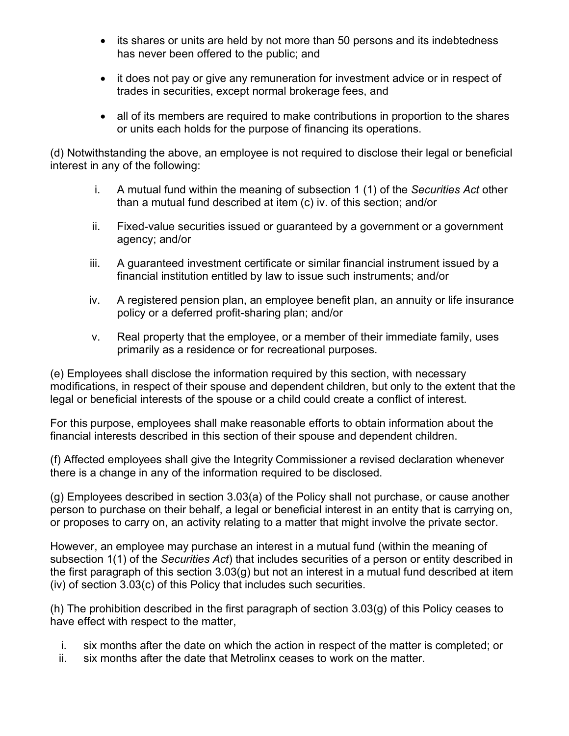- its shares or units are held by not more than 50 persons and its indebtedness has never been offered to the public; and

- it does not pay or give any remuneration for investment advice or in respect of trades in securities, except normal brokerage fees, and

- all of its members are required to make contributions in proportion to the shares or units each holds for the purpose of financing its operations.

(d) Notwithstanding the above, an employee is not required to disclose their legal or beneficial interest in any of the following:

i. A mutual fund within the meaning of subsection 1 (1) of the *Securities Act* other than a mutual fund described at item (c) iv. of this section; and/or

ii. Fixed-value securities issued or guaranteed by a government or a government agency; and/or

iii. A guaranteed investment certificate or similar financial instrument issued by a financial institution entitled by law to issue such instruments; and/or

iv. A registered pension plan, an employee benefit plan, an annuity or life insurance policy or a deferred profit-sharing plan; and/or

v. Real property that the employee, or a member of their immediate family, uses primarily as a residence or for recreational purposes.

(e) Employees shall disclose the information required by this section, with necessary modifications, in respect of their spouse and dependent children, but only to the extent that the legal or beneficial interests of the spouse or a child could create a conflict of interest.

For this purpose, employees shall make reasonable efforts to obtain information about the financial interests described in this section of their spouse and dependent children.

(f) Affected employees shall give the Integrity Commissioner a revised declaration whenever there is a change in any of the information required to be disclosed.

(g) Employees described in section 3.03(a) of the Policy shall not purchase, or cause another person to purchase on their behalf, a legal or beneficial interest in an entity that is carrying on, or proposes to carry on, an activity relating to a matter that might involve the private sector.

However, an employee may purchase an interest in a mutual fund (within the meaning of subsection 1(1) of the *Securities Act*) that includes securities of a person or entity described in the first paragraph of this section 3.03(g) but not an interest in a mutual fund described at item (iv) of section 3.03(c) of this Policy that includes such securities.

(h) The prohibition described in the first paragraph of section 3.03(g) of this Policy ceases to have effect with respect to the matter,

i. six months after the date on which the action in respect of the matter is completed; or
ii. six months after the date that Metrolinx ceases to work on the matter.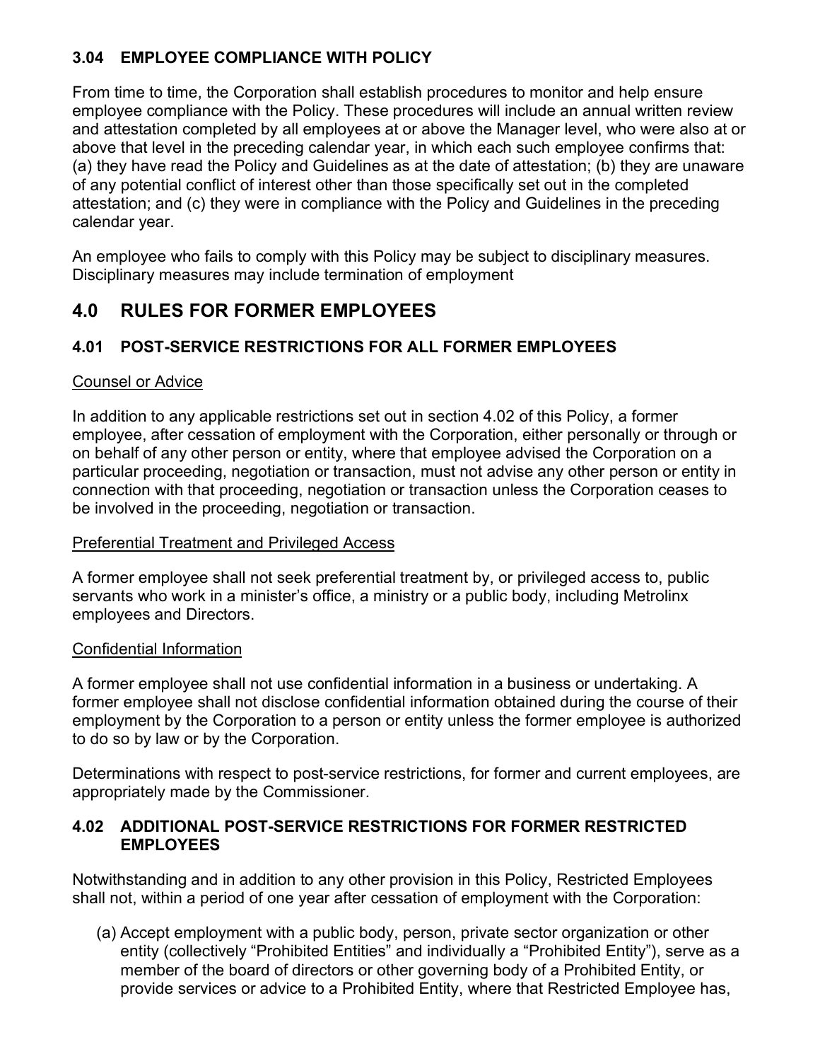### 3.04 EMPLOYEE COMPLIANCE WITH POLICY

From time to time, the Corporation shall establish procedures to monitor and help ensure employee compliance with the Policy. These procedures will include an annual written review and attestation completed by all employees at or above the Manager level, who were also at or above that level in the preceding calendar year, in which each such employee confirms that: (a) they have read the Policy and Guidelines as at the date of attestation; (b) they are unaware of any potential conflict of interest other than those specifically set out in the completed attestation; and (c) they were in compliance with the Policy and Guidelines in the preceding calendar year.

An employee who fails to comply with this Policy may be subject to disciplinary measures. Disciplinary measures may include termination of employment

## 4.0 RULES FOR FORMER EMPLOYEES

### 4.01 POST-SERVICE RESTRICTIONS FOR ALL FORMER EMPLOYEES

Counsel or Advice

In addition to any applicable restrictions set out in section 4.02 of this Policy, a former employee, after cessation of employment with the Corporation, either personally or through or on behalf of any other person or entity, where that employee advised the Corporation on a particular proceeding, negotiation or transaction, must not advise any other person or entity in connection with that proceeding, negotiation or transaction unless the Corporation ceases to be involved in the proceeding, negotiation or transaction.

Preferential Treatment and Privileged Access

A former employee shall not seek preferential treatment by, or privileged access to, public servants who work in a minister's office, a ministry or a public body, including Metrolinx employees and Directors.

Confidential Information

A former employee shall not use confidential information in a business or undertaking. A former employee shall not disclose confidential information obtained during the course of their employment by the Corporation to a person or entity unless the former employee is authorized to do so by law or by the Corporation.

Determinations with respect to post-service restrictions, for former and current employees, are appropriately made by the Commissioner.

### 4.02 ADDITIONAL POST-SERVICE RESTRICTIONS FOR FORMER RESTRICTED EMPLOYEES

Notwithstanding and in addition to any other provision in this Policy, Restricted Employees shall not, within a period of one year after cessation of employment with the Corporation:

(a) Accept employment with a public body, person, private sector organization or other entity (collectively "Prohibited Entities" and individually a "Prohibited Entity"), serve as a member of the board of directors or other governing body of a Prohibited Entity, or provide services or advice to a Prohibited Entity, where that Restricted Employee has,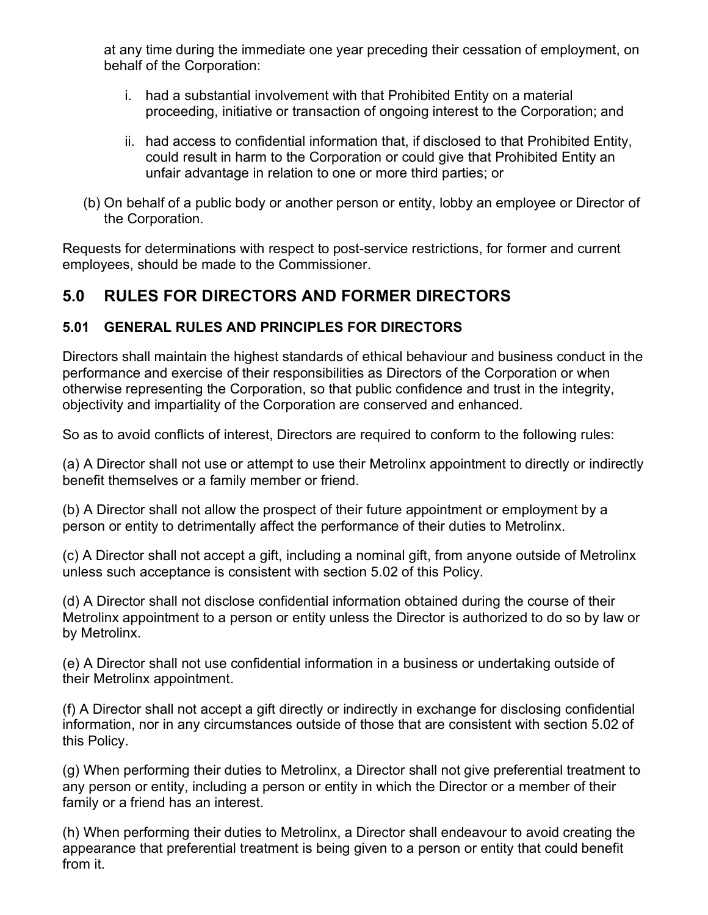at any time during the immediate one year preceding their cessation of employment, on behalf of the Corporation:

i. had a substantial involvement with that Prohibited Entity on a material proceeding, initiative or transaction of ongoing interest to the Corporation; and

ii. had access to confidential information that, if disclosed to that Prohibited Entity, could result in harm to the Corporation or could give that Prohibited Entity an unfair advantage in relation to one or more third parties; or

(b) On behalf of a public body or another person or entity, lobby an employee or Director of the Corporation.

Requests for determinations with respect to post-service restrictions, for former and current employees, should be made to the Commissioner.

## 5.0 RULES FOR DIRECTORS AND FORMER DIRECTORS

### 5.01 GENERAL RULES AND PRINCIPLES FOR DIRECTORS

Directors shall maintain the highest standards of ethical behaviour and business conduct in the performance and exercise of their responsibilities as Directors of the Corporation or when otherwise representing the Corporation, so that public confidence and trust in the integrity, objectivity and impartiality of the Corporation are conserved and enhanced.

So as to avoid conflicts of interest, Directors are required to conform to the following rules:

(a) A Director shall not use or attempt to use their Metrolinx appointment to directly or indirectly benefit themselves or a family member or friend.

(b) A Director shall not allow the prospect of their future appointment or employment by a person or entity to detrimentally affect the performance of their duties to Metrolinx.

(c) A Director shall not accept a gift, including a nominal gift, from anyone outside of Metrolinx unless such acceptance is consistent with section 5.02 of this Policy.

(d) A Director shall not disclose confidential information obtained during the course of their Metrolinx appointment to a person or entity unless the Director is authorized to do so by law or by Metrolinx.

(e) A Director shall not use confidential information in a business or undertaking outside of their Metrolinx appointment.

(f) A Director shall not accept a gift directly or indirectly in exchange for disclosing confidential information, nor in any circumstances outside of those that are consistent with section 5.02 of this Policy.

(g) When performing their duties to Metrolinx, a Director shall not give preferential treatment to any person or entity, including a person or entity in which the Director or a member of their family or a friend has an interest.

(h) When performing their duties to Metrolinx, a Director shall endeavour to avoid creating the appearance that preferential treatment is being given to a person or entity that could benefit from it.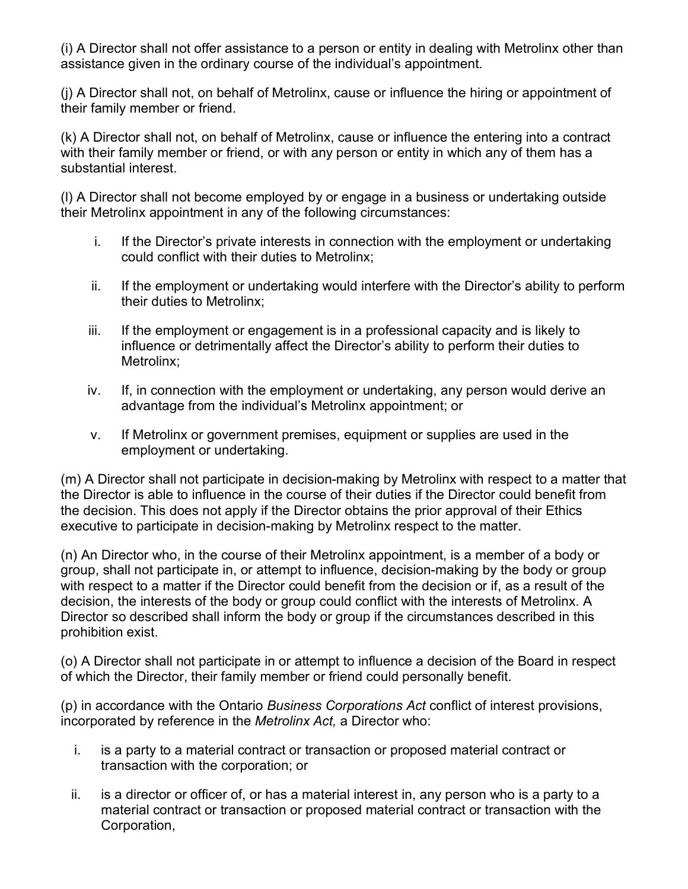(i) A Director shall not offer assistance to a person or entity in dealing with Metrolinx other than assistance given in the ordinary course of the individual's appointment.

(j) A Director shall not, on behalf of Metrolinx, cause or influence the hiring or appointment of their family member or friend.

(k) A Director shall not, on behalf of Metrolinx, cause or influence the entering into a contract with their family member or friend, or with any person or entity in which any of them has a substantial interest.

(l) A Director shall not become employed by or engage in a business or undertaking outside their Metrolinx appointment in any of the following circumstances:

i. If the Director's private interests in connection with the employment or undertaking could conflict with their duties to Metrolinx;

ii. If the employment or undertaking would interfere with the Director's ability to perform their duties to Metrolinx;

iii. If the employment or engagement is in a professional capacity and is likely to influence or detrimentally affect the Director's ability to perform their duties to Metrolinx;

iv. If, in connection with the employment or undertaking, any person would derive an advantage from the individual's Metrolinx appointment; or

v. If Metrolinx or government premises, equipment or supplies are used in the employment or undertaking.

(m) A Director shall not participate in decision-making by Metrolinx with respect to a matter that the Director is able to influence in the course of their duties if the Director could benefit from the decision. This does not apply if the Director obtains the prior approval of their Ethics executive to participate in decision-making by Metrolinx respect to the matter.

(n) An Director who, in the course of their Metrolinx appointment, is a member of a body or group, shall not participate in, or attempt to influence, decision-making by the body or group with respect to a matter if the Director could benefit from the decision or if, as a result of the decision, the interests of the body or group could conflict with the interests of Metrolinx. A Director so described shall inform the body or group if the circumstances described in this prohibition exist.

(o) A Director shall not participate in or attempt to influence a decision of the Board in respect of which the Director, their family member or friend could personally benefit.

(p) in accordance with the Ontario *Business Corporations Act* conflict of interest provisions, incorporated by reference in the *Metrolinx Act,* a Director who:

i. is a party to a material contract or transaction or proposed material contract or transaction with the corporation; or

ii. is a director or officer of, or has a material interest in, any person who is a party to a material contract or transaction or proposed material contract or transaction with the Corporation,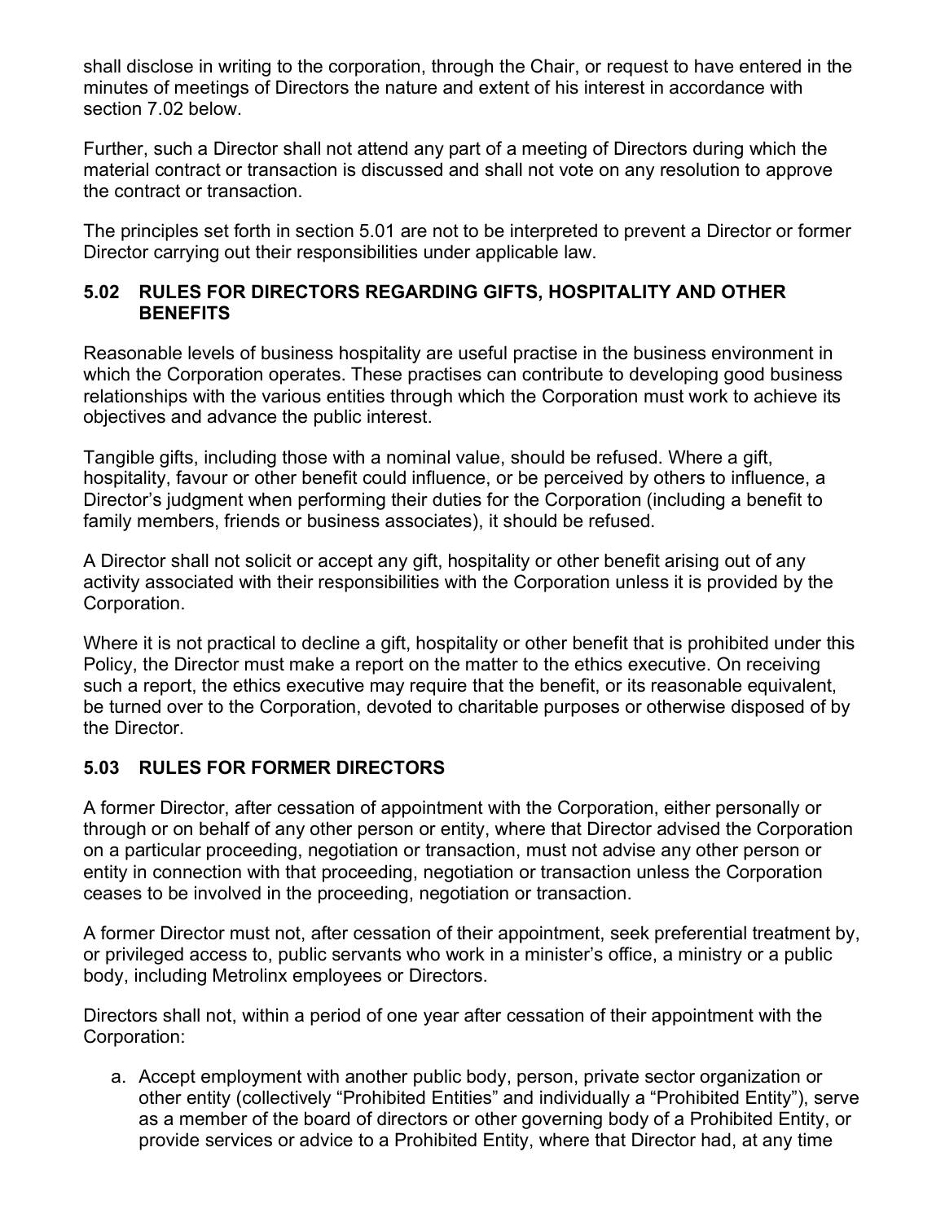shall disclose in writing to the corporation, through the Chair, or request to have entered in the minutes of meetings of Directors the nature and extent of his interest in accordance with section 7.02 below.

Further, such a Director shall not attend any part of a meeting of Directors during which the material contract or transaction is discussed and shall not vote on any resolution to approve the contract or transaction.

The principles set forth in section 5.01 are not to be interpreted to prevent a Director or former Director carrying out their responsibilities under applicable law.

### 5.02 RULES FOR DIRECTORS REGARDING GIFTS, HOSPITALITY AND OTHER BENEFITS

Reasonable levels of business hospitality are useful practise in the business environment in which the Corporation operates. These practises can contribute to developing good business relationships with the various entities through which the Corporation must work to achieve its objectives and advance the public interest.

Tangible gifts, including those with a nominal value, should be refused. Where a gift, hospitality, favour or other benefit could influence, or be perceived by others to influence, a Director's judgment when performing their duties for the Corporation (including a benefit to family members, friends or business associates), it should be refused.

A Director shall not solicit or accept any gift, hospitality or other benefit arising out of any activity associated with their responsibilities with the Corporation unless it is provided by the Corporation.

Where it is not practical to decline a gift, hospitality or other benefit that is prohibited under this Policy, the Director must make a report on the matter to the ethics executive. On receiving such a report, the ethics executive may require that the benefit, or its reasonable equivalent, be turned over to the Corporation, devoted to charitable purposes or otherwise disposed of by the Director.

### 5.03 RULES FOR FORMER DIRECTORS

A former Director, after cessation of appointment with the Corporation, either personally or through or on behalf of any other person or entity, where that Director advised the Corporation on a particular proceeding, negotiation or transaction, must not advise any other person or entity in connection with that proceeding, negotiation or transaction unless the Corporation ceases to be involved in the proceeding, negotiation or transaction.

A former Director must not, after cessation of their appointment, seek preferential treatment by, or privileged access to, public servants who work in a minister's office, a ministry or a public body, including Metrolinx employees or Directors.

Directors shall not, within a period of one year after cessation of their appointment with the Corporation:

a. Accept employment with another public body, person, private sector organization or other entity (collectively "Prohibited Entities" and individually a "Prohibited Entity"), serve as a member of the board of directors or other governing body of a Prohibited Entity, or provide services or advice to a Prohibited Entity, where that Director had, at any time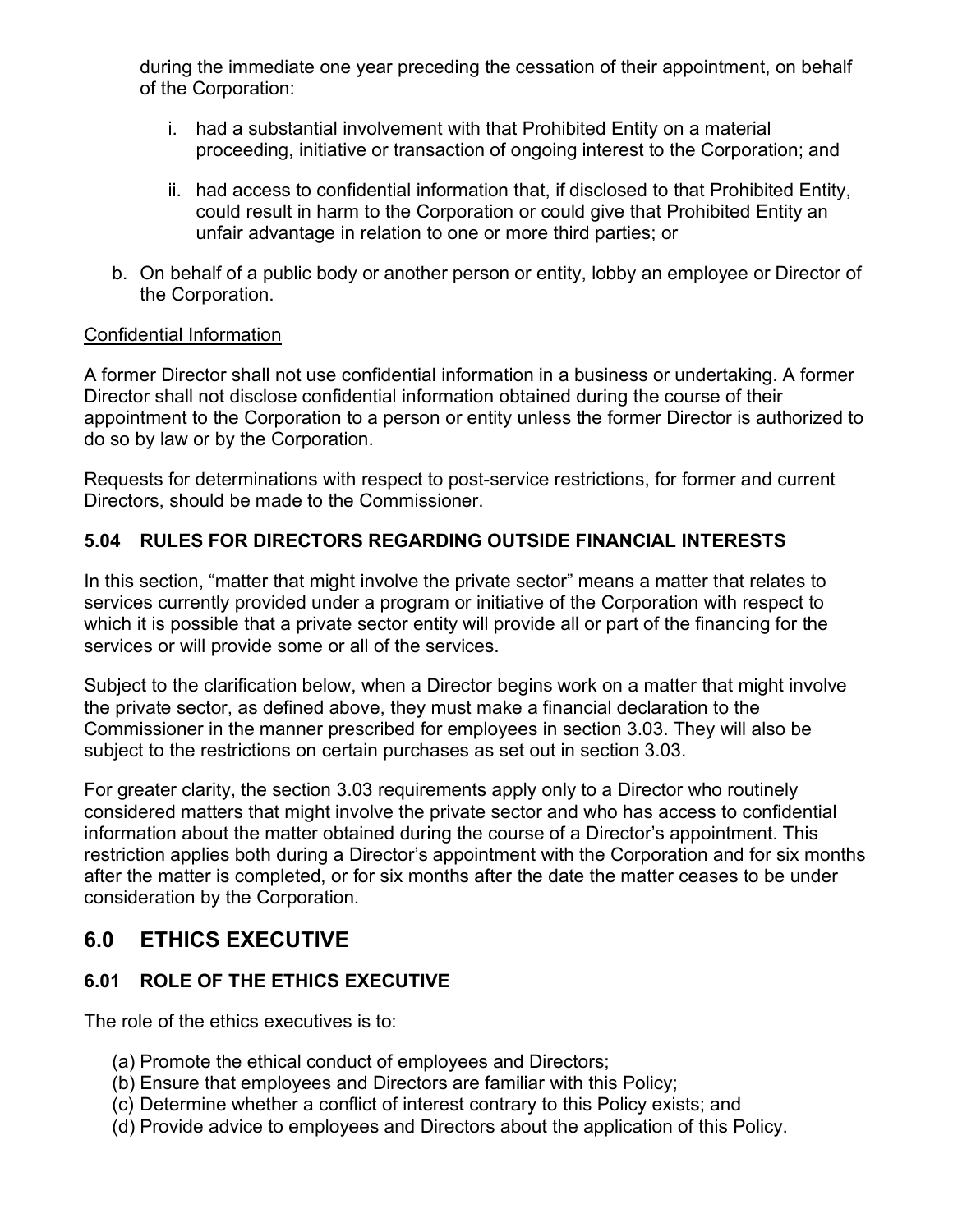during the immediate one year preceding the cessation of their appointment, on behalf of the Corporation:

   i. had a substantial involvement with that Prohibited Entity on a material proceeding, initiative or transaction of ongoing interest to the Corporation; and

   ii. had access to confidential information that, if disclosed to that Prohibited Entity, could result in harm to the Corporation or could give that Prohibited Entity an unfair advantage in relation to one or more third parties; or

b. On behalf of a public body or another person or entity, lobby an employee or Director of the Corporation.

<u>Confidential Information</u>

A former Director shall not use confidential information in a business or undertaking. A former Director shall not disclose confidential information obtained during the course of their appointment to the Corporation to a person or entity unless the former Director is authorized to do so by law or by the Corporation.

Requests for determinations with respect to post-service restrictions, for former and current Directors, should be made to the Commissioner.

### 5.04 RULES FOR DIRECTORS REGARDING OUTSIDE FINANCIAL INTERESTS

In this section, "matter that might involve the private sector" means a matter that relates to services currently provided under a program or initiative of the Corporation with respect to which it is possible that a private sector entity will provide all or part of the financing for the services or will provide some or all of the services.

Subject to the clarification below, when a Director begins work on a matter that might involve the private sector, as defined above, they must make a financial declaration to the Commissioner in the manner prescribed for employees in section 3.03. They will also be subject to the restrictions on certain purchases as set out in section 3.03.

For greater clarity, the section 3.03 requirements apply only to a Director who routinely considered matters that might involve the private sector and who has access to confidential information about the matter obtained during the course of a Director's appointment. This restriction applies both during a Director's appointment with the Corporation and for six months after the matter is completed, or for six months after the date the matter ceases to be under consideration by the Corporation.

## 6.0 ETHICS EXECUTIVE

### 6.01 ROLE OF THE ETHICS EXECUTIVE

The role of the ethics executives is to:

(a) Promote the ethical conduct of employees and Directors;
(b) Ensure that employees and Directors are familiar with this Policy;
(c) Determine whether a conflict of interest contrary to this Policy exists; and
(d) Provide advice to employees and Directors about the application of this Policy.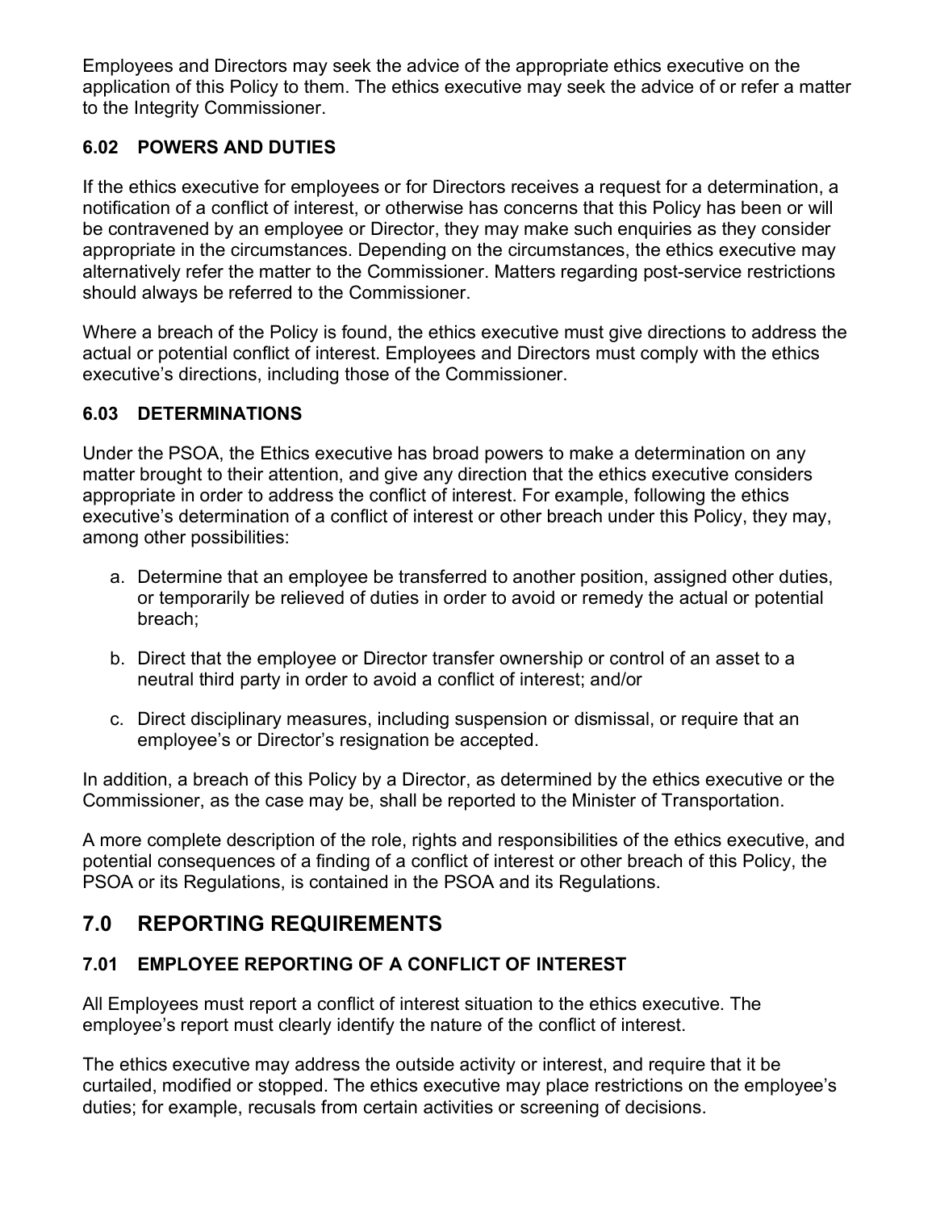Employees and Directors may seek the advice of the appropriate ethics executive on the application of this Policy to them. The ethics executive may seek the advice of or refer a matter to the Integrity Commissioner.

### 6.02 POWERS AND DUTIES

If the ethics executive for employees or for Directors receives a request for a determination, a notification of a conflict of interest, or otherwise has concerns that this Policy has been or will be contravened by an employee or Director, they may make such enquiries as they consider appropriate in the circumstances. Depending on the circumstances, the ethics executive may alternatively refer the matter to the Commissioner. Matters regarding post-service restrictions should always be referred to the Commissioner.

Where a breach of the Policy is found, the ethics executive must give directions to address the actual or potential conflict of interest. Employees and Directors must comply with the ethics executive's directions, including those of the Commissioner.

### 6.03 DETERMINATIONS

Under the PSOA, the Ethics executive has broad powers to make a determination on any matter brought to their attention, and give any direction that the ethics executive considers appropriate in order to address the conflict of interest. For example, following the ethics executive's determination of a conflict of interest or other breach under this Policy, they may, among other possibilities:

a. Determine that an employee be transferred to another position, assigned other duties, or temporarily be relieved of duties in order to avoid or remedy the actual or potential breach;

b. Direct that the employee or Director transfer ownership or control of an asset to a neutral third party in order to avoid a conflict of interest; and/or

c. Direct disciplinary measures, including suspension or dismissal, or require that an employee's or Director's resignation be accepted.

In addition, a breach of this Policy by a Director, as determined by the ethics executive or the Commissioner, as the case may be, shall be reported to the Minister of Transportation.

A more complete description of the role, rights and responsibilities of the ethics executive, and potential consequences of a finding of a conflict of interest or other breach of this Policy, the PSOA or its Regulations, is contained in the PSOA and its Regulations.

## 7.0 REPORTING REQUIREMENTS

### 7.01 EMPLOYEE REPORTING OF A CONFLICT OF INTEREST

All Employees must report a conflict of interest situation to the ethics executive. The employee's report must clearly identify the nature of the conflict of interest.

The ethics executive may address the outside activity or interest, and require that it be curtailed, modified or stopped. The ethics executive may place restrictions on the employee's duties; for example, recusals from certain activities or screening of decisions.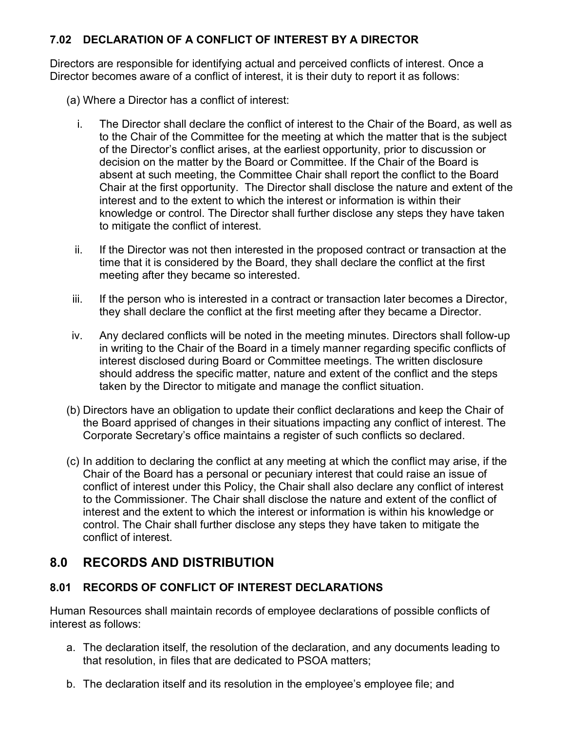### 7.02 DECLARATION OF A CONFLICT OF INTEREST BY A DIRECTOR

Directors are responsible for identifying actual and perceived conflicts of interest. Once a Director becomes aware of a conflict of interest, it is their duty to report it as follows:

(a) Where a Director has a conflict of interest:

i. The Director shall declare the conflict of interest to the Chair of the Board, as well as to the Chair of the Committee for the meeting at which the matter that is the subject of the Director's conflict arises, at the earliest opportunity, prior to discussion or decision on the matter by the Board or Committee. If the Chair of the Board is absent at such meeting, the Committee Chair shall report the conflict to the Board Chair at the first opportunity. The Director shall disclose the nature and extent of the interest and to the extent to which the interest or information is within their knowledge or control. The Director shall further disclose any steps they have taken to mitigate the conflict of interest.

ii. If the Director was not then interested in the proposed contract or transaction at the time that it is considered by the Board, they shall declare the conflict at the first meeting after they became so interested.

iii. If the person who is interested in a contract or transaction later becomes a Director, they shall declare the conflict at the first meeting after they became a Director.

iv. Any declared conflicts will be noted in the meeting minutes. Directors shall follow-up in writing to the Chair of the Board in a timely manner regarding specific conflicts of interest disclosed during Board or Committee meetings. The written disclosure should address the specific matter, nature and extent of the conflict and the steps taken by the Director to mitigate and manage the conflict situation.

(b) Directors have an obligation to update their conflict declarations and keep the Chair of the Board apprised of changes in their situations impacting any conflict of interest. The Corporate Secretary's office maintains a register of such conflicts so declared.

(c) In addition to declaring the conflict at any meeting at which the conflict may arise, if the Chair of the Board has a personal or pecuniary interest that could raise an issue of conflict of interest under this Policy, the Chair shall also declare any conflict of interest to the Commissioner. The Chair shall disclose the nature and extent of the conflict of interest and the extent to which the interest or information is within his knowledge or control. The Chair shall further disclose any steps they have taken to mitigate the conflict of interest.

## 8.0 RECORDS AND DISTRIBUTION

### 8.01 RECORDS OF CONFLICT OF INTEREST DECLARATIONS

Human Resources shall maintain records of employee declarations of possible conflicts of interest as follows:

a. The declaration itself, the resolution of the declaration, and any documents leading to that resolution, in files that are dedicated to PSOA matters;

b. The declaration itself and its resolution in the employee's employee file; and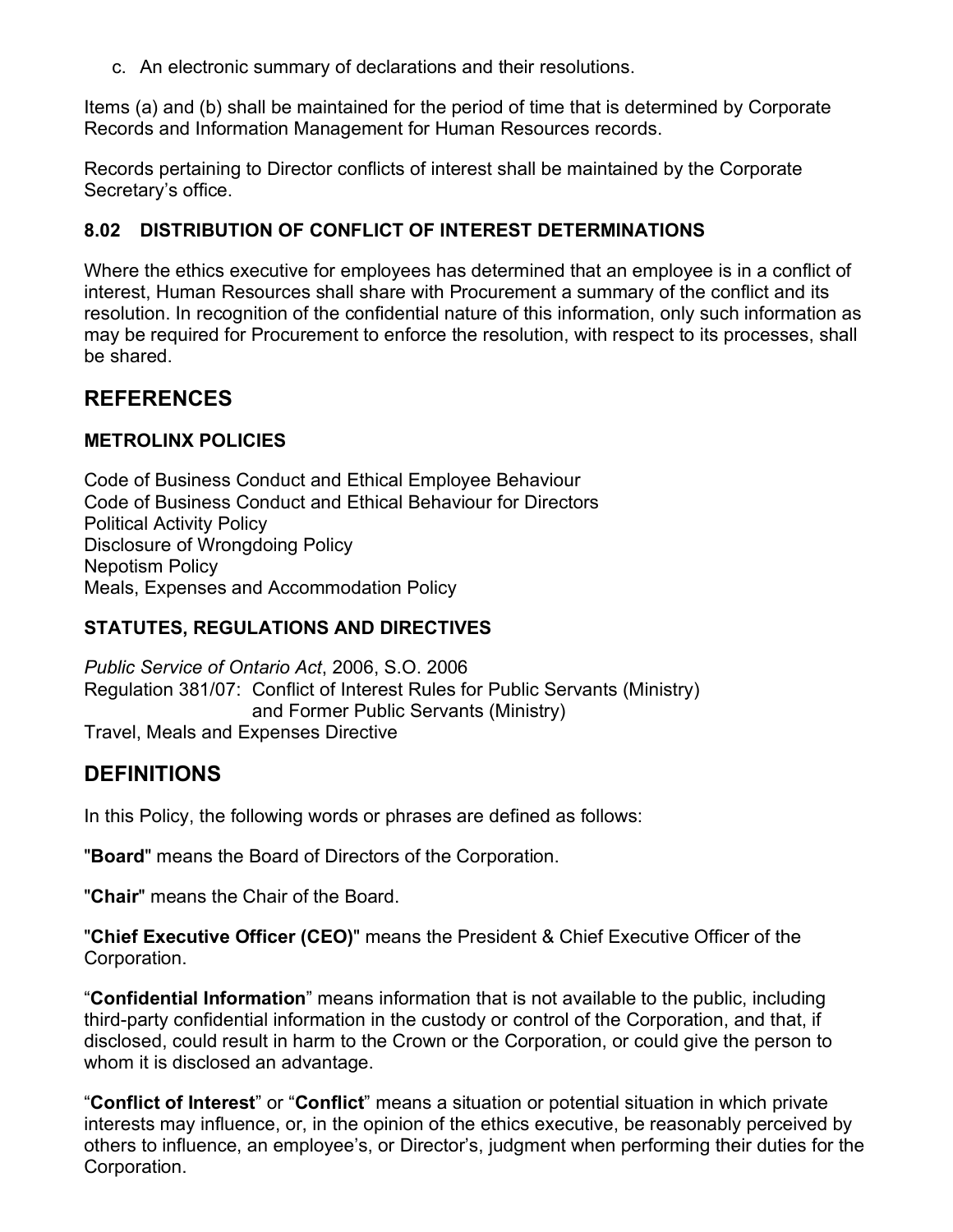c. An electronic summary of declarations and their resolutions.

Items (a) and (b) shall be maintained for the period of time that is determined by Corporate Records and Information Management for Human Resources records.

Records pertaining to Director conflicts of interest shall be maintained by the Corporate Secretary's office.

### 8.02 DISTRIBUTION OF CONFLICT OF INTEREST DETERMINATIONS

Where the ethics executive for employees has determined that an employee is in a conflict of interest, Human Resources shall share with Procurement a summary of the conflict and its resolution. In recognition of the confidential nature of this information, only such information as may be required for Procurement to enforce the resolution, with respect to its processes, shall be shared.

## REFERENCES

### METROLINX POLICIES

Code of Business Conduct and Ethical Employee Behaviour
Code of Business Conduct and Ethical Behaviour for Directors
Political Activity Policy
Disclosure of Wrongdoing Policy
Nepotism Policy
Meals, Expenses and Accommodation Policy

### STATUTES, REGULATIONS AND DIRECTIVES

*Public Service of Ontario Act*, 2006, S.O. 2006
Regulation 381/07: Conflict of Interest Rules for Public Servants (Ministry) and Former Public Servants (Ministry)
Travel, Meals and Expenses Directive

## DEFINITIONS

In this Policy, the following words or phrases are defined as follows:

"**Board**" means the Board of Directors of the Corporation.

"**Chair**" means the Chair of the Board.

"**Chief Executive Officer (CEO)**" means the President & Chief Executive Officer of the Corporation.

"**Confidential Information**" means information that is not available to the public, including third-party confidential information in the custody or control of the Corporation, and that, if disclosed, could result in harm to the Crown or the Corporation, or could give the person to whom it is disclosed an advantage.

"**Conflict of Interest**" or "**Conflict**" means a situation or potential situation in which private interests may influence, or, in the opinion of the ethics executive, be reasonably perceived by others to influence, an employee's, or Director's, judgment when performing their duties for the Corporation.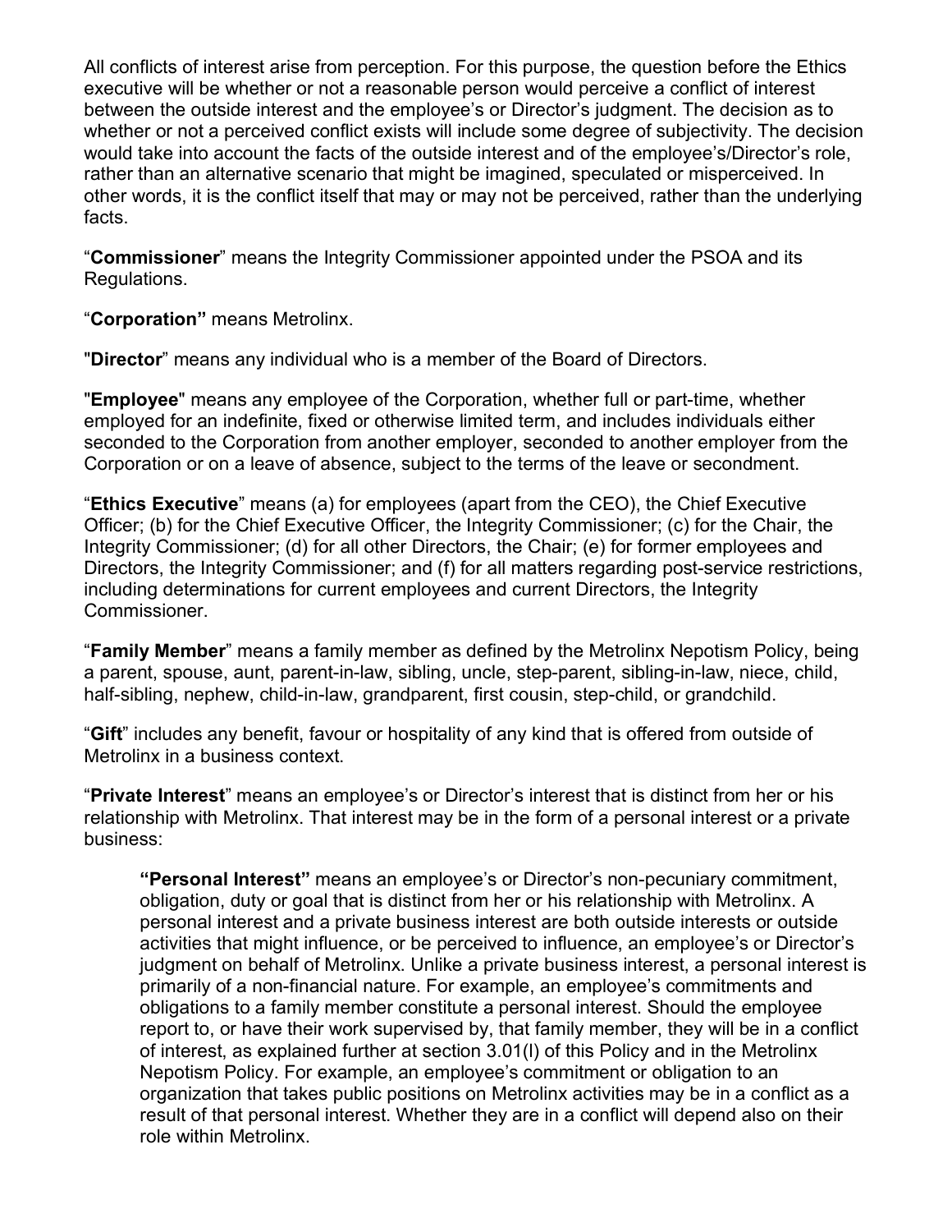All conflicts of interest arise from perception. For this purpose, the question before the Ethics executive will be whether or not a reasonable person would perceive a conflict of interest between the outside interest and the employee's or Director's judgment. The decision as to whether or not a perceived conflict exists will include some degree of subjectivity. The decision would take into account the facts of the outside interest and of the employee's/Director's role, rather than an alternative scenario that might be imagined, speculated or misperceived. In other words, it is the conflict itself that may or may not be perceived, rather than the underlying facts.

"**Commissioner**" means the Integrity Commissioner appointed under the PSOA and its Regulations.

"**Corporation"** means Metrolinx.

"**Director**" means any individual who is a member of the Board of Directors.

"**Employee**" means any employee of the Corporation, whether full or part-time, whether employed for an indefinite, fixed or otherwise limited term, and includes individuals either seconded to the Corporation from another employer, seconded to another employer from the Corporation or on a leave of absence, subject to the terms of the leave or secondment.

"**Ethics Executive**" means (a) for employees (apart from the CEO), the Chief Executive Officer; (b) for the Chief Executive Officer, the Integrity Commissioner; (c) for the Chair, the Integrity Commissioner; (d) for all other Directors, the Chair; (e) for former employees and Directors, the Integrity Commissioner; and (f) for all matters regarding post-service restrictions, including determinations for current employees and current Directors, the Integrity Commissioner.

"**Family Member**" means a family member as defined by the Metrolinx Nepotism Policy, being a parent, spouse, aunt, parent-in-law, sibling, uncle, step-parent, sibling-in-law, niece, child, half-sibling, nephew, child-in-law, grandparent, first cousin, step-child, or grandchild.

"**Gift**" includes any benefit, favour or hospitality of any kind that is offered from outside of Metrolinx in a business context.

"**Private Interest**" means an employee's or Director's interest that is distinct from her or his relationship with Metrolinx. That interest may be in the form of a personal interest or a private business:

> **"Personal Interest"** means an employee's or Director's non-pecuniary commitment, obligation, duty or goal that is distinct from her or his relationship with Metrolinx. A personal interest and a private business interest are both outside interests or outside activities that might influence, or be perceived to influence, an employee's or Director's judgment on behalf of Metrolinx. Unlike a private business interest, a personal interest is primarily of a non-financial nature. For example, an employee's commitments and obligations to a family member constitute a personal interest. Should the employee report to, or have their work supervised by, that family member, they will be in a conflict of interest, as explained further at section 3.01(l) of this Policy and in the Metrolinx Nepotism Policy. For example, an employee's commitment or obligation to an organization that takes public positions on Metrolinx activities may be in a conflict as a result of that personal interest. Whether they are in a conflict will depend also on their role within Metrolinx.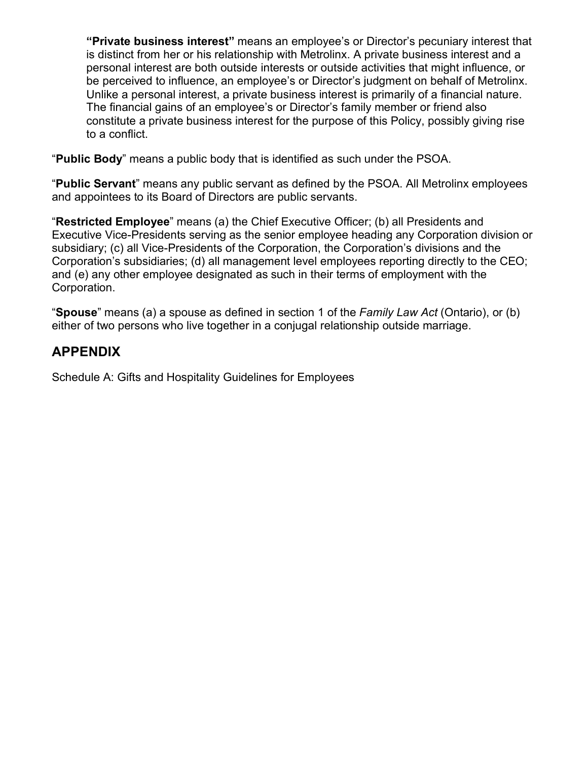**"Private business interest"** means an employee's or Director's pecuniary interest that is distinct from her or his relationship with Metrolinx. A private business interest and a personal interest are both outside interests or outside activities that might influence, or be perceived to influence, an employee's or Director's judgment on behalf of Metrolinx. Unlike a personal interest, a private business interest is primarily of a financial nature. The financial gains of an employee's or Director's family member or friend also constitute a private business interest for the purpose of this Policy, possibly giving rise to a conflict.

"**Public Body**" means a public body that is identified as such under the PSOA.

"**Public Servant**" means any public servant as defined by the PSOA. All Metrolinx employees and appointees to its Board of Directors are public servants.

"**Restricted Employee**" means (a) the Chief Executive Officer; (b) all Presidents and Executive Vice-Presidents serving as the senior employee heading any Corporation division or subsidiary; (c) all Vice-Presidents of the Corporation, the Corporation's divisions and the Corporation's subsidiaries; (d) all management level employees reporting directly to the CEO; and (e) any other employee designated as such in their terms of employment with the Corporation.

"**Spouse**" means (a) a spouse as defined in section 1 of the *Family Law Act* (Ontario), or (b) either of two persons who live together in a conjugal relationship outside marriage.

## APPENDIX

Schedule A: Gifts and Hospitality Guidelines for Employees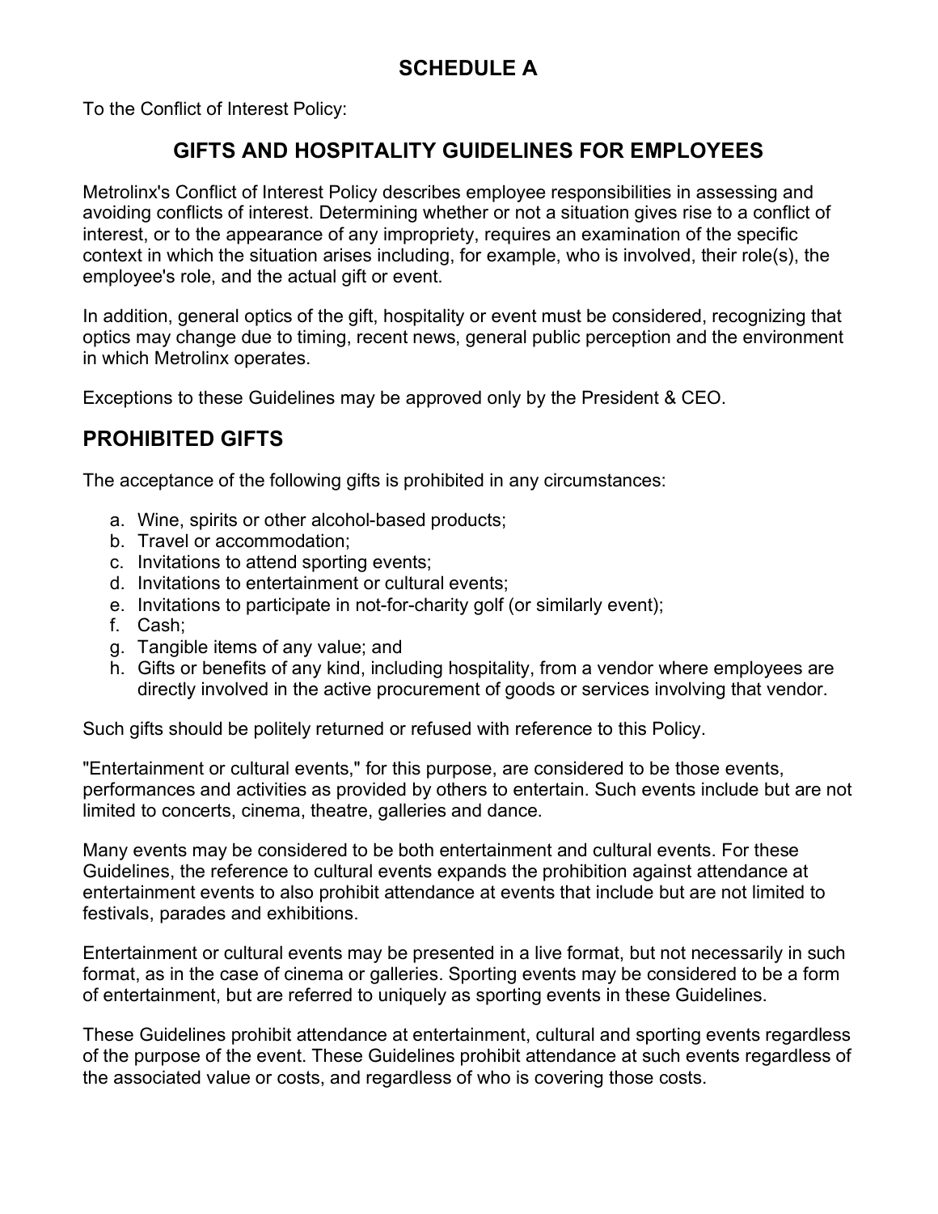# SCHEDULE A

To the Conflict of Interest Policy:

## GIFTS AND HOSPITALITY GUIDELINES FOR EMPLOYEES

Metrolinx's Conflict of Interest Policy describes employee responsibilities in assessing and avoiding conflicts of interest. Determining whether or not a situation gives rise to a conflict of interest, or to the appearance of any impropriety, requires an examination of the specific context in which the situation arises including, for example, who is involved, their role(s), the employee's role, and the actual gift or event.

In addition, general optics of the gift, hospitality or event must be considered, recognizing that optics may change due to timing, recent news, general public perception and the environment in which Metrolinx operates.

Exceptions to these Guidelines may be approved only by the President & CEO.

## PROHIBITED GIFTS

The acceptance of the following gifts is prohibited in any circumstances:

a. Wine, spirits or other alcohol-based products;
b. Travel or accommodation;
c. Invitations to attend sporting events;
d. Invitations to entertainment or cultural events;
e. Invitations to participate in not-for-charity golf (or similarly event);
f. Cash;
g. Tangible items of any value; and
h. Gifts or benefits of any kind, including hospitality, from a vendor where employees are directly involved in the active procurement of goods or services involving that vendor.

Such gifts should be politely returned or refused with reference to this Policy.

"Entertainment or cultural events," for this purpose, are considered to be those events, performances and activities as provided by others to entertain. Such events include but are not limited to concerts, cinema, theatre, galleries and dance.

Many events may be considered to be both entertainment and cultural events. For these Guidelines, the reference to cultural events expands the prohibition against attendance at entertainment events to also prohibit attendance at events that include but are not limited to festivals, parades and exhibitions.

Entertainment or cultural events may be presented in a live format, but not necessarily in such format, as in the case of cinema or galleries. Sporting events may be considered to be a form of entertainment, but are referred to uniquely as sporting events in these Guidelines.

These Guidelines prohibit attendance at entertainment, cultural and sporting events regardless of the purpose of the event. These Guidelines prohibit attendance at such events regardless of the associated value or costs, and regardless of who is covering those costs.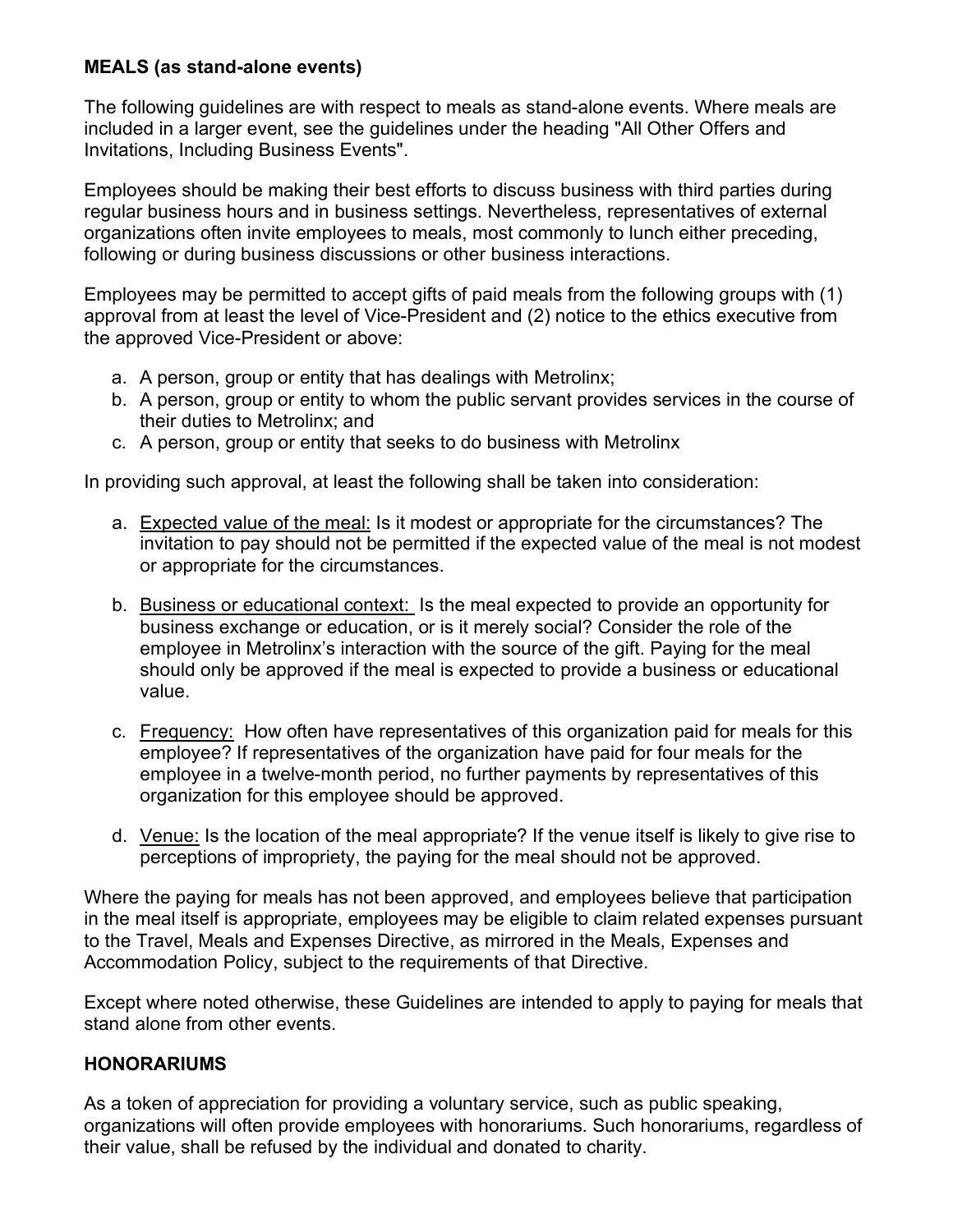**MEALS (as stand-alone events)**

The following guidelines are with respect to meals as stand-alone events. Where meals are included in a larger event, see the guidelines under the heading "All Other Offers and Invitations, Including Business Events".

Employees should be making their best efforts to discuss business with third parties during regular business hours and in business settings. Nevertheless, representatives of external organizations often invite employees to meals, most commonly to lunch either preceding, following or during business discussions or other business interactions.

Employees may be permitted to accept gifts of paid meals from the following groups with (1) approval from at least the level of Vice-President and (2) notice to the ethics executive from the approved Vice-President or above:

a. A person, group or entity that has dealings with Metrolinx;
b. A person, group or entity to whom the public servant provides services in the course of their duties to Metrolinx; and
c. A person, group or entity that seeks to do business with Metrolinx

In providing such approval, at least the following shall be taken into consideration:

a. <u>Expected value of the meal:</u> Is it modest or appropriate for the circumstances? The invitation to pay should not be permitted if the expected value of the meal is not modest or appropriate for the circumstances.

b. <u>Business or educational context:</u> Is the meal expected to provide an opportunity for business exchange or education, or is it merely social? Consider the role of the employee in Metrolinx's interaction with the source of the gift. Paying for the meal should only be approved if the meal is expected to provide a business or educational value.

c. <u>Frequency:</u> How often have representatives of this organization paid for meals for this employee? If representatives of the organization have paid for four meals for the employee in a twelve-month period, no further payments by representatives of this organization for this employee should be approved.

d. <u>Venue:</u> Is the location of the meal appropriate? If the venue itself is likely to give rise to perceptions of impropriety, the paying for the meal should not be approved.

Where the paying for meals has not been approved, and employees believe that participation in the meal itself is appropriate, employees may be eligible to claim related expenses pursuant to the Travel, Meals and Expenses Directive, as mirrored in the Meals, Expenses and Accommodation Policy, subject to the requirements of that Directive.

Except where noted otherwise, these Guidelines are intended to apply to paying for meals that stand alone from other events.

**HONORARIUMS**

As a token of appreciation for providing a voluntary service, such as public speaking, organizations will often provide employees with honorariums. Such honorariums, regardless of their value, shall be refused by the individual and donated to charity.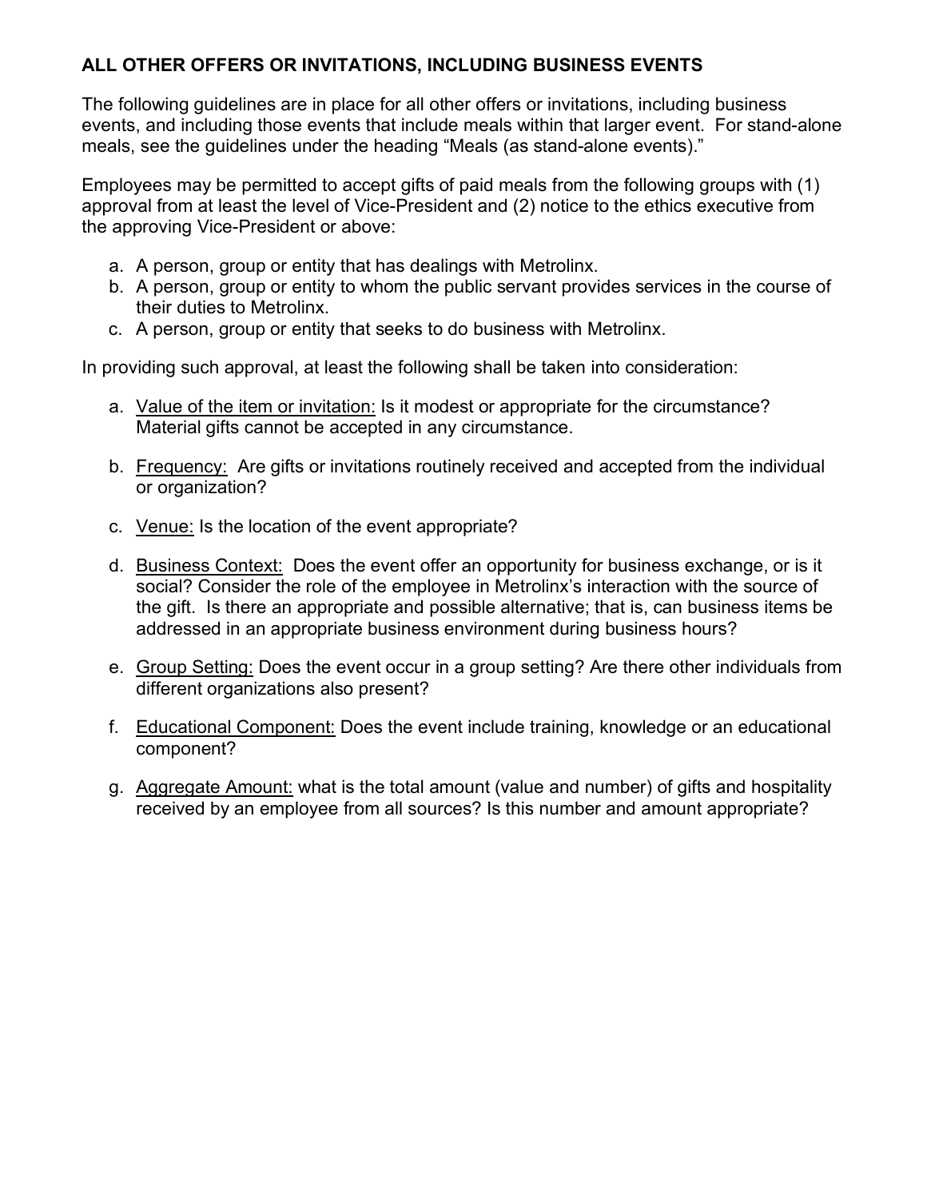**ALL OTHER OFFERS OR INVITATIONS, INCLUDING BUSINESS EVENTS**

The following guidelines are in place for all other offers or invitations, including business events, and including those events that include meals within that larger event. For stand-alone meals, see the guidelines under the heading "Meals (as stand-alone events)."

Employees may be permitted to accept gifts of paid meals from the following groups with (1) approval from at least the level of Vice-President and (2) notice to the ethics executive from the approving Vice-President or above:

a. A person, group or entity that has dealings with Metrolinx.
b. A person, group or entity to whom the public servant provides services in the course of their duties to Metrolinx.
c. A person, group or entity that seeks to do business with Metrolinx.

In providing such approval, at least the following shall be taken into consideration:

a. Value of the item or invitation: Is it modest or appropriate for the circumstance? Material gifts cannot be accepted in any circumstance.

b. Frequency: Are gifts or invitations routinely received and accepted from the individual or organization?

c. Venue: Is the location of the event appropriate?

d. Business Context: Does the event offer an opportunity for business exchange, or is it social? Consider the role of the employee in Metrolinx's interaction with the source of the gift. Is there an appropriate and possible alternative; that is, can business items be addressed in an appropriate business environment during business hours?

e. Group Setting: Does the event occur in a group setting? Are there other individuals from different organizations also present?

f. Educational Component: Does the event include training, knowledge or an educational component?

g. Aggregate Amount: what is the total amount (value and number) of gifts and hospitality received by an employee from all sources? Is this number and amount appropriate?